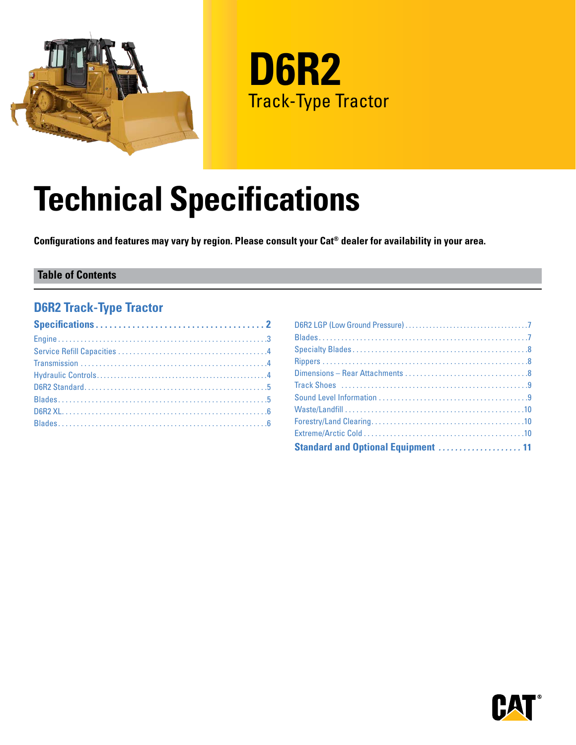# D6R2

Track-Type Tractor

# Technical Specifications

**Configurations and features may vary by region. Please consult your Cat® dealer for availability in your area.**

## Table of Contents

### D6R2 Track-Type Tractor

**Specifications . . . . . . . . . . . . . . . . . . . . . . . . . . . . . . . . . . . . . 2**

Engine . . . . . . . . . . . . . . . . . . . . . . . . . . . . . . . . . . . . . . . . . . . . . . . . . . . . . 3
Service Refill Capacities . . . . . . . . . . . . . . . . . . . . . . . . . . . . . . . . . . . . . . 4
Transmission . . . . . . . . . . . . . . . . . . . . . . . . . . . . . . . . . . . . . . . . . . . . . . . . 4
Hydraulic Controls . . . . . . . . . . . . . . . . . . . . . . . . . . . . . . . . . . . . . . . . . . . . 4
D6R2 Standard . . . . . . . . . . . . . . . . . . . . . . . . . . . . . . . . . . . . . . . . . . . . . . . 5
Blades . . . . . . . . . . . . . . . . . . . . . . . . . . . . . . . . . . . . . . . . . . . . . . . . . . . . . . 5
D6R2 XL . . . . . . . . . . . . . . . . . . . . . . . . . . . . . . . . . . . . . . . . . . . . . . . . . . . . 6
Blades . . . . . . . . . . . . . . . . . . . . . . . . . . . . . . . . . . . . . . . . . . . . . . . . . . . . . . 6
D6R2 LGP (Low Ground Pressure) . . . . . . . . . . . . . . . . . . . . . . . . . . . . . . . . 7
Blades . . . . . . . . . . . . . . . . . . . . . . . . . . . . . . . . . . . . . . . . . . . . . . . . . . . . . . 7
Specialty Blades . . . . . . . . . . . . . . . . . . . . . . . . . . . . . . . . . . . . . . . . . . . . . . 8
Rippers . . . . . . . . . . . . . . . . . . . . . . . . . . . . . . . . . . . . . . . . . . . . . . . . . . . . . 8
Dimensions – Rear Attachments . . . . . . . . . . . . . . . . . . . . . . . . . . . . . . . . . 8
Track Shoes . . . . . . . . . . . . . . . . . . . . . . . . . . . . . . . . . . . . . . . . . . . . . . . . . 9
Sound Level Information . . . . . . . . . . . . . . . . . . . . . . . . . . . . . . . . . . . . . . . 9
Waste/Landfill . . . . . . . . . . . . . . . . . . . . . . . . . . . . . . . . . . . . . . . . . . . . . . . 10
Forestry/Land Clearing . . . . . . . . . . . . . . . . . . . . . . . . . . . . . . . . . . . . . . . . 10
Extreme/Arctic Cold . . . . . . . . . . . . . . . . . . . . . . . . . . . . . . . . . . . . . . . . . . 10

**Standard and Optional Equipment . . . . . . . . . . . . . . . . . . . . 11**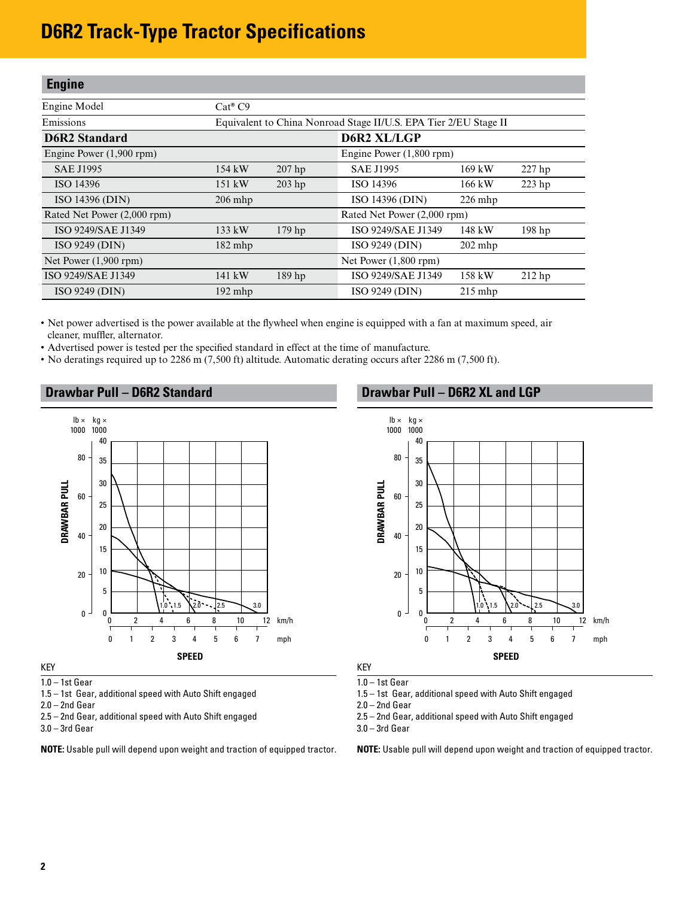# D6R2 Track-Type Tractor Specifications

## Engine

| | | | | | |
|---|---|---|---|---|---|
| Engine Model | Cat® C9 | | | | |
| Emissions | Equivalent to China Nonroad Stage II/U.S. EPA Tier 2/EU Stage II | | | | |
| **D6R2 Standard** | | | **D6R2 XL/LGP** | | |
| Engine Power (1,900 rpm) | | | Engine Power (1,800 rpm) | | |
| SAE J1995 | 154 kW | 207 hp | SAE J1995 | 169 kW | 227 hp |
| ISO 14396 | 151 kW | 203 hp | ISO 14396 | 166 kW | 223 hp |
| ISO 14396 (DIN) | 206 mhp | | ISO 14396 (DIN) | 226 mhp | |
| Rated Net Power (2,000 rpm) | | | Rated Net Power (2,000 rpm) | | |
| ISO 9249/SAE J1349 | 133 kW | 179 hp | ISO 9249/SAE J1349 | 148 kW | 198 hp |
| ISO 9249 (DIN) | 182 mhp | | ISO 9249 (DIN) | 202 mhp | |
| Net Power (1,900 rpm) | | | Net Power (1,800 rpm) | | |
| ISO 9249/SAE J1349 | 141 kW | 189 hp | ISO 9249/SAE J1349 | 158 kW | 212 hp |
| ISO 9249 (DIN) | 192 mhp | | ISO 9249 (DIN) | 215 mhp | |

- Net power advertised is the power available at the flywheel when engine is equipped with a fan at maximum speed, air cleaner, muffler, alternator.
- Advertised power is tested per the specified standard in effect at the time of manufacture.
- No deratings required up to 2286 m (7,500 ft) altitude. Automatic derating occurs after 2286 m (7,500 ft).

## Drawbar Pull – D6R2 Standard

KEY

1.0 – 1st Gear
1.5 – 1st Gear, additional speed with Auto Shift engaged
2.0 – 2nd Gear
2.5 – 2nd Gear, additional speed with Auto Shift engaged
3.0 – 3rd Gear

**NOTE:** Usable pull will depend upon weight and traction of equipped tractor.

## Drawbar Pull – D6R2 XL and LGP

KEY

1.0 – 1st Gear
1.5 – 1st Gear, additional speed with Auto Shift engaged
2.0 – 2nd Gear
2.5 – 2nd Gear, additional speed with Auto Shift engaged
3.0 – 3rd Gear

**NOTE:** Usable pull will depend upon weight and traction of equipped tractor.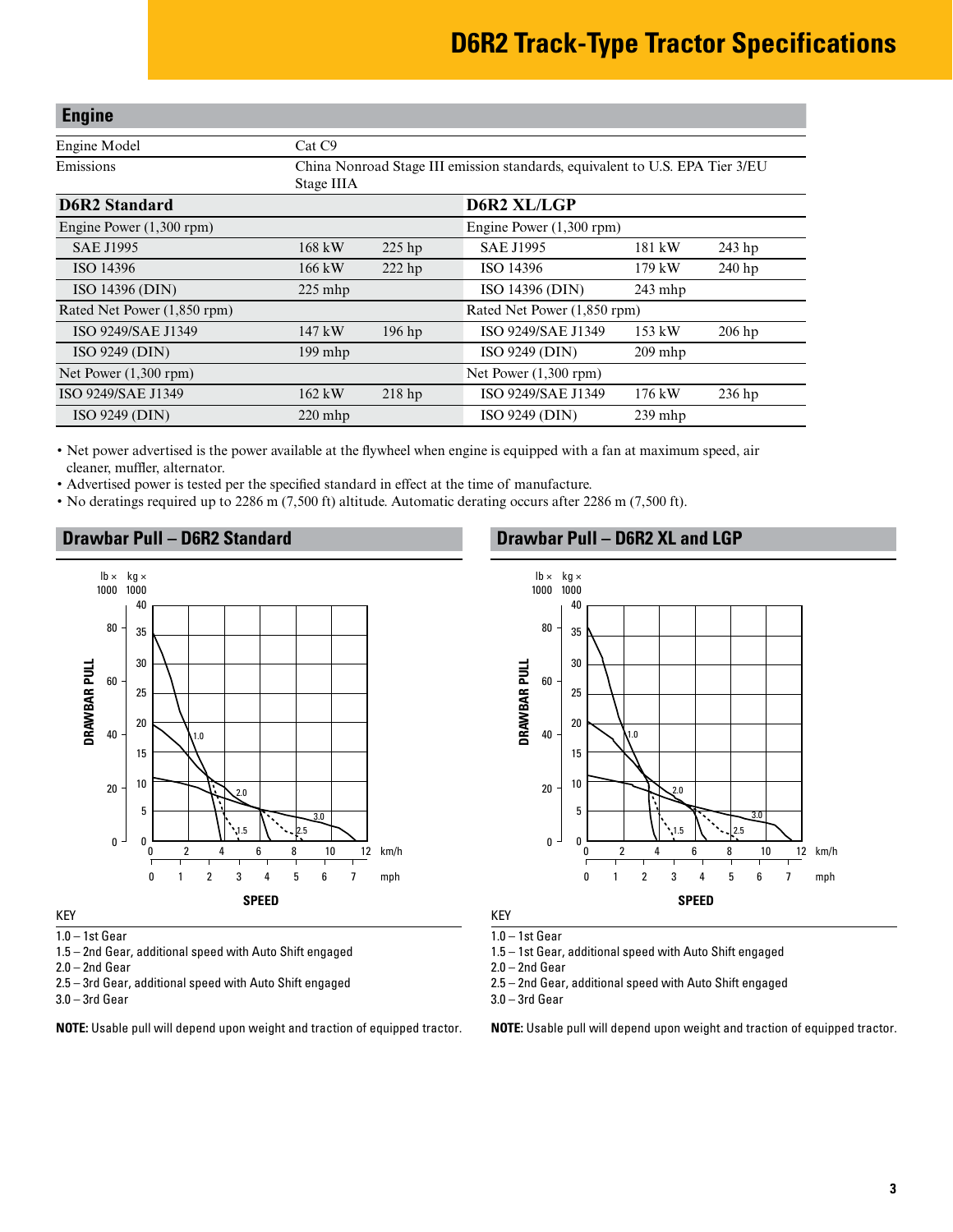# D6R2 Track-Type Tractor Specifications

## Engine

| | |
|---|---|
| Engine Model | Cat C9 |
| Emissions | China Nonroad Stage III emission standards, equivalent to U.S. EPA Tier 3/EU Stage IIIA |

| D6R2 Standard | | | D6R2 XL/LGP | | |
|---|---|---|---|---|---|
| Engine Power (1,300 rpm) | | | Engine Power (1,300 rpm) | | |
| SAE J1995 | 168 kW | 225 hp | SAE J1995 | 181 kW | 243 hp |
| ISO 14396 | 166 kW | 222 hp | ISO 14396 | 179 kW | 240 hp |
| ISO 14396 (DIN) | 225 mhp | | ISO 14396 (DIN) | 243 mhp | |
| Rated Net Power (1,850 rpm) | | | Rated Net Power (1,850 rpm) | | |
| ISO 9249/SAE J1349 | 147 kW | 196 hp | ISO 9249/SAE J1349 | 153 kW | 206 hp |
| ISO 9249 (DIN) | 199 mhp | | ISO 9249 (DIN) | 209 mhp | |
| Net Power (1,300 rpm) | | | Net Power (1,300 rpm) | | |
| ISO 9249/SAE J1349 | 162 kW | 218 hp | ISO 9249/SAE J1349 | 176 kW | 236 hp |
| ISO 9249 (DIN) | 220 mhp | | ISO 9249 (DIN) | 239 mhp | |

- Net power advertised is the power available at the flywheel when engine is equipped with a fan at maximum speed, air cleaner, muffler, alternator.
- Advertised power is tested per the specified standard in effect at the time of manufacture.
- No deratings required up to 2286 m (7,500 ft) altitude. Automatic derating occurs after 2286 m (7,500 ft).

## Drawbar Pull – D6R2 Standard

KEY

1.0 – 1st Gear
1.5 – 2nd Gear, additional speed with Auto Shift engaged
2.0 – 2nd Gear
2.5 – 3rd Gear, additional speed with Auto Shift engaged
3.0 – 3rd Gear

**NOTE:** Usable pull will depend upon weight and traction of equipped tractor.

## Drawbar Pull – D6R2 XL and LGP

KEY

1.0 – 1st Gear
1.5 – 1st Gear, additional speed with Auto Shift engaged
2.0 – 2nd Gear
2.5 – 2nd Gear, additional speed with Auto Shift engaged
3.0 – 3rd Gear

**NOTE:** Usable pull will depend upon weight and traction of equipped tractor.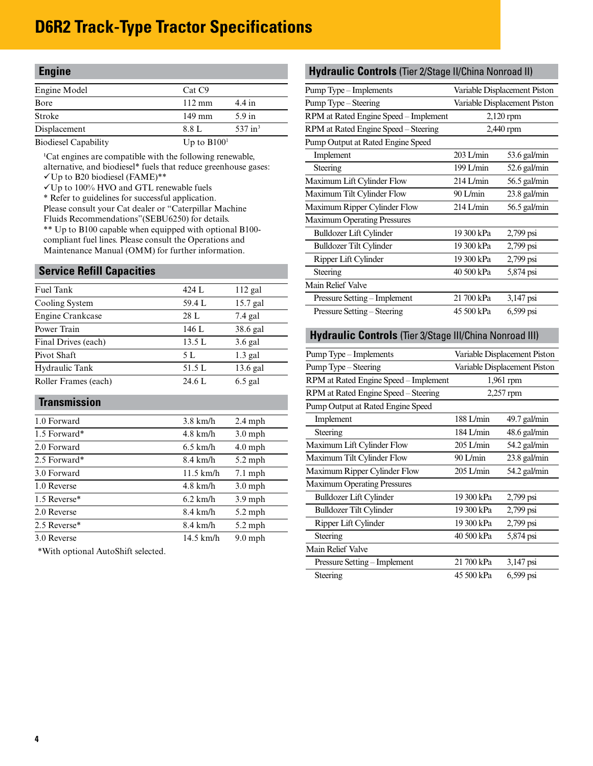# D6R2 Track-Type Tractor Specifications

## Engine

| | | |
|---|---|---|
| Engine Model | Cat C9 | |
| Bore | 112 mm | 4.4 in |
| Stroke | 149 mm | 5.9 in |
| Displacement | 8.8 L | 537 in³ |
| Biodiesel Capability | Up to B100[1] | |

[1]Cat engines are compatible with the following renewable, alternative, and biodiesel* fuels that reduce greenhouse gases:
✓Up to B20 biodiesel (FAME)**
✓Up to 100% HVO and GTL renewable fuels
* Refer to guidelines for successful application.
Please consult your Cat dealer or "Caterpillar Machine Fluids Recommendations"(SEBU6250) for details.
** Up to B100 capable when equipped with optional B100-compliant fuel lines. Please consult the Operations and Maintenance Manual (OMM) for further information.

## Service Refill Capacities

| | | |
|---|---|---|
| Fuel Tank | 424 L | 112 gal |
| Cooling System | 59.4 L | 15.7 gal |
| Engine Crankcase | 28 L | 7.4 gal |
| Power Train | 146 L | 38.6 gal |
| Final Drives (each) | 13.5 L | 3.6 gal |
| Pivot Shaft | 5 L | 1.3 gal |
| Hydraulic Tank | 51.5 L | 13.6 gal |
| Roller Frames (each) | 24.6 L | 6.5 gal |

## Transmission

| | | |
|---|---|---|
| 1.0 Forward | 3.8 km/h | 2.4 mph |
| 1.5 Forward* | 4.8 km/h | 3.0 mph |
| 2.0 Forward | 6.5 km/h | 4.0 mph |
| 2.5 Forward* | 8.4 km/h | 5.2 mph |
| 3.0 Forward | 11.5 km/h | 7.1 mph |
| 1.0 Reverse | 4.8 km/h | 3.0 mph |
| 1.5 Reverse* | 6.2 km/h | 3.9 mph |
| 2.0 Reverse | 8.4 km/h | 5.2 mph |
| 2.5 Reverse* | 8.4 km/h | 5.2 mph |
| 3.0 Reverse | 14.5 km/h | 9.0 mph |

*With optional AutoShift selected.

## Hydraulic Controls (Tier 2/Stage II/China Nonroad II)

| | | |
|---|---|---|
| Pump Type – Implements | Variable Displacement Piston | |
| Pump Type – Steering | Variable Displacement Piston | |
| RPM at Rated Engine Speed – Implement | 2,120 rpm | |
| RPM at Rated Engine Speed – Steering | 2,440 rpm | |
| Pump Output at Rated Engine Speed | | |
| Implement | 203 L/min | 53.6 gal/min |
| Steering | 199 L/min | 52.6 gal/min |
| Maximum Lift Cylinder Flow | 214 L/min | 56.5 gal/min |
| Maximum Tilt Cylinder Flow | 90 L/min | 23.8 gal/min |
| Maximum Ripper Cylinder Flow | 214 L/min | 56.5 gal/min |
| Maximum Operating Pressures | | |
| Bulldozer Lift Cylinder | 19 300 kPa | 2,799 psi |
| Bulldozer Tilt Cylinder | 19 300 kPa | 2,799 psi |
| Ripper Lift Cylinder | 19 300 kPa | 2,799 psi |
| Steering | 40 500 kPa | 5,874 psi |
| Main Relief Valve | | |
| Pressure Setting – Implement | 21 700 kPa | 3,147 psi |
| Pressure Setting – Steering | 45 500 kPa | 6,599 psi |

## Hydraulic Controls (Tier 3/Stage III/China Nonroad III)

| | | |
|---|---|---|
| Pump Type – Implements | Variable Displacement Piston | |
| Pump Type – Steering | Variable Displacement Piston | |
| RPM at Rated Engine Speed – Implement | 1,961 rpm | |
| RPM at Rated Engine Speed – Steering | 2,257 rpm | |
| Pump Output at Rated Engine Speed | | |
| Implement | 188 L/min | 49.7 gal/min |
| Steering | 184 L/min | 48.6 gal/min |
| Maximum Lift Cylinder Flow | 205 L/min | 54.2 gal/min |
| Maximum Tilt Cylinder Flow | 90 L/min | 23.8 gal/min |
| Maximum Ripper Cylinder Flow | 205 L/min | 54.2 gal/min |
| Maximum Operating Pressures | | |
| Bulldozer Lift Cylinder | 19 300 kPa | 2,799 psi |
| Bulldozer Tilt Cylinder | 19 300 kPa | 2,799 psi |
| Ripper Lift Cylinder | 19 300 kPa | 2,799 psi |
| Steering | 40 500 kPa | 5,874 psi |
| Main Relief Valve | | |
| Pressure Setting – Implement | 21 700 kPa | 3,147 psi |
| Steering | 45 500 kPa | 6,599 psi |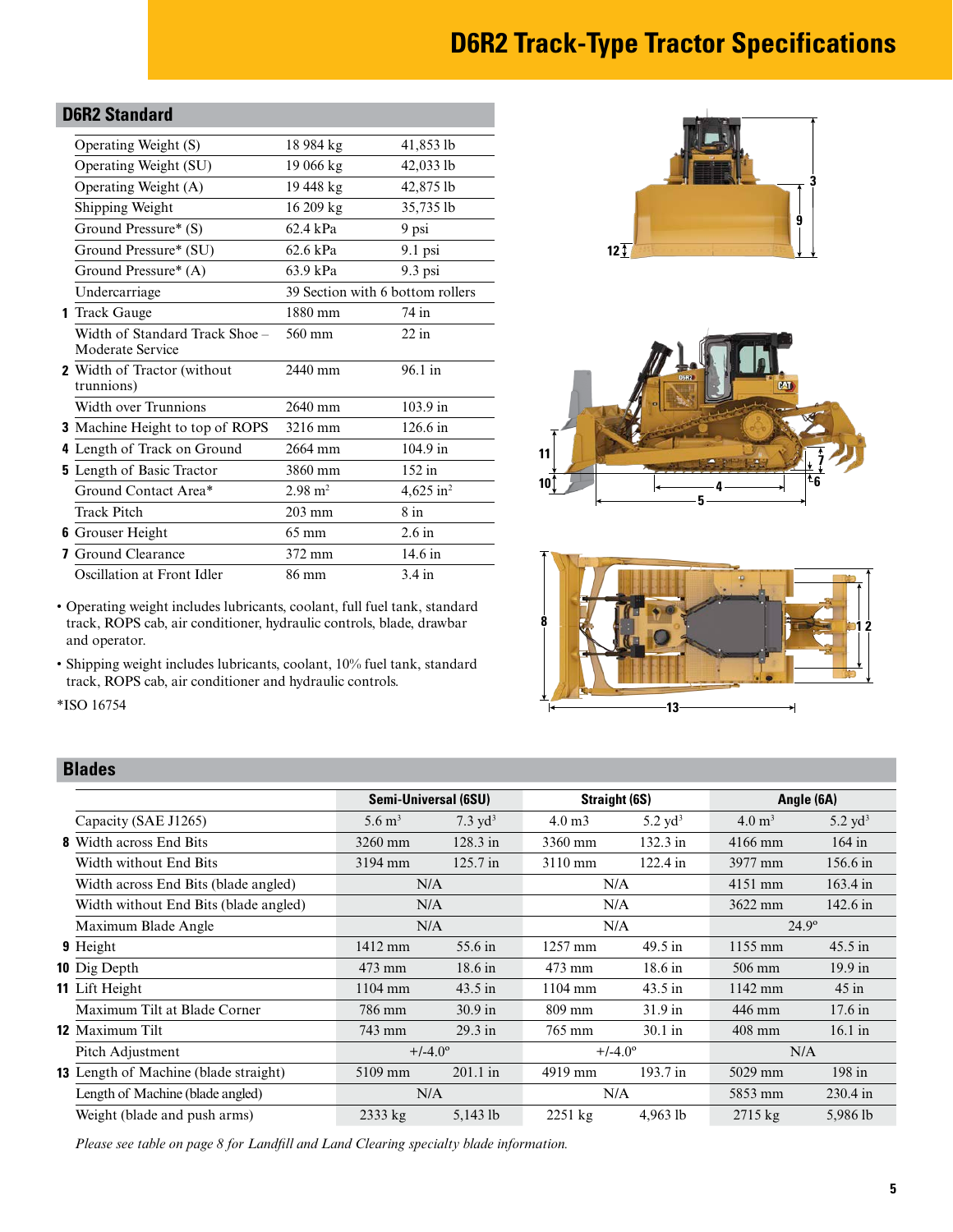# D6R2 Track-Type Tractor Specifications

## D6R2 Standard

| | | | |
|---|---|---|---|
| | Operating Weight (S) | 18 984 kg | 41,853 lb |
| | Operating Weight (SU) | 19 066 kg | 42,033 lb |
| | Operating Weight (A) | 19 448 kg | 42,875 lb |
| | Shipping Weight | 16 209 kg | 35,735 lb |
| | Ground Pressure* (S) | 62.4 kPa | 9 psi |
| | Ground Pressure* (SU) | 62.6 kPa | 9.1 psi |
| | Ground Pressure* (A) | 63.9 kPa | 9.3 psi |
| | Undercarriage | 39 Section with 6 bottom rollers | |
| 1 | Track Gauge | 1880 mm | 74 in |
| | Width of Standard Track Shoe – Moderate Service | 560 mm | 22 in |
| 2 | Width of Tractor (without trunnions) | 2440 mm | 96.1 in |
| | Width over Trunnions | 2640 mm | 103.9 in |
| 3 | Machine Height to top of ROPS | 3216 mm | 126.6 in |
| 4 | Length of Track on Ground | 2664 mm | 104.9 in |
| 5 | Length of Basic Tractor | 3860 mm | 152 in |
| | Ground Contact Area* | 2.98 $m^2$ | 4,625 $in^2$ |
| | Track Pitch | 203 mm | 8 in |
| 6 | Grouser Height | 65 mm | 2.6 in |
| 7 | Ground Clearance | 372 mm | 14.6 in |
| | Oscillation at Front Idler | 86 mm | 3.4 in |

- Operating weight includes lubricants, coolant, full fuel tank, standard track, ROPS cab, air conditioner, hydraulic controls, blade, drawbar and operator.
- Shipping weight includes lubricants, coolant, 10% fuel tank, standard track, ROPS cab, air conditioner and hydraulic controls.

*ISO 16754

## Blades

| | | Semi-Universal (6SU) | | Straight (6S) | | Angle (6A) | |
|---|---|---|---|---|---|---|---|
| | Capacity (SAE J1265) | 5.6 $m^3$ | 7.3 $yd^3$ | 4.0 m3 | 5.2 $yd^3$ | 4.0 $m^3$ | 5.2 $yd^3$ |
| 8 | Width across End Bits | 3260 mm | 128.3 in | 3360 mm | 132.3 in | 4166 mm | 164 in |
| | Width without End Bits | 3194 mm | 125.7 in | 3110 mm | 122.4 in | 3977 mm | 156.6 in |
| | Width across End Bits (blade angled) | N/A | | N/A | | 4151 mm | 163.4 in |
| | Width without End Bits (blade angled) | N/A | | N/A | | 3622 mm | 142.6 in |
| | Maximum Blade Angle | N/A | | N/A | | 24.9° | |
| 9 | Height | 1412 mm | 55.6 in | 1257 mm | 49.5 in | 1155 mm | 45.5 in |
| 10 | Dig Depth | 473 mm | 18.6 in | 473 mm | 18.6 in | 506 mm | 19.9 in |
| 11 | Lift Height | 1104 mm | 43.5 in | 1104 mm | 43.5 in | 1142 mm | 45 in |
| | Maximum Tilt at Blade Corner | 786 mm | 30.9 in | 809 mm | 31.9 in | 446 mm | 17.6 in |
| 12 | Maximum Tilt | 743 mm | 29.3 in | 765 mm | 30.1 in | 408 mm | 16.1 in |
| | Pitch Adjustment | +/-4.0° | | +/-4.0° | | N/A | |
| 13 | Length of Machine (blade straight) | 5109 mm | 201.1 in | 4919 mm | 193.7 in | 5029 mm | 198 in |
| | Length of Machine (blade angled) | N/A | | N/A | | 5853 mm | 230.4 in |
| | Weight (blade and push arms) | 2333 kg | 5,143 lb | 2251 kg | 4,963 lb | 2715 kg | 5,986 lb |

*Please see table on page 8 for Landfill and Land Clearing specialty blade information.*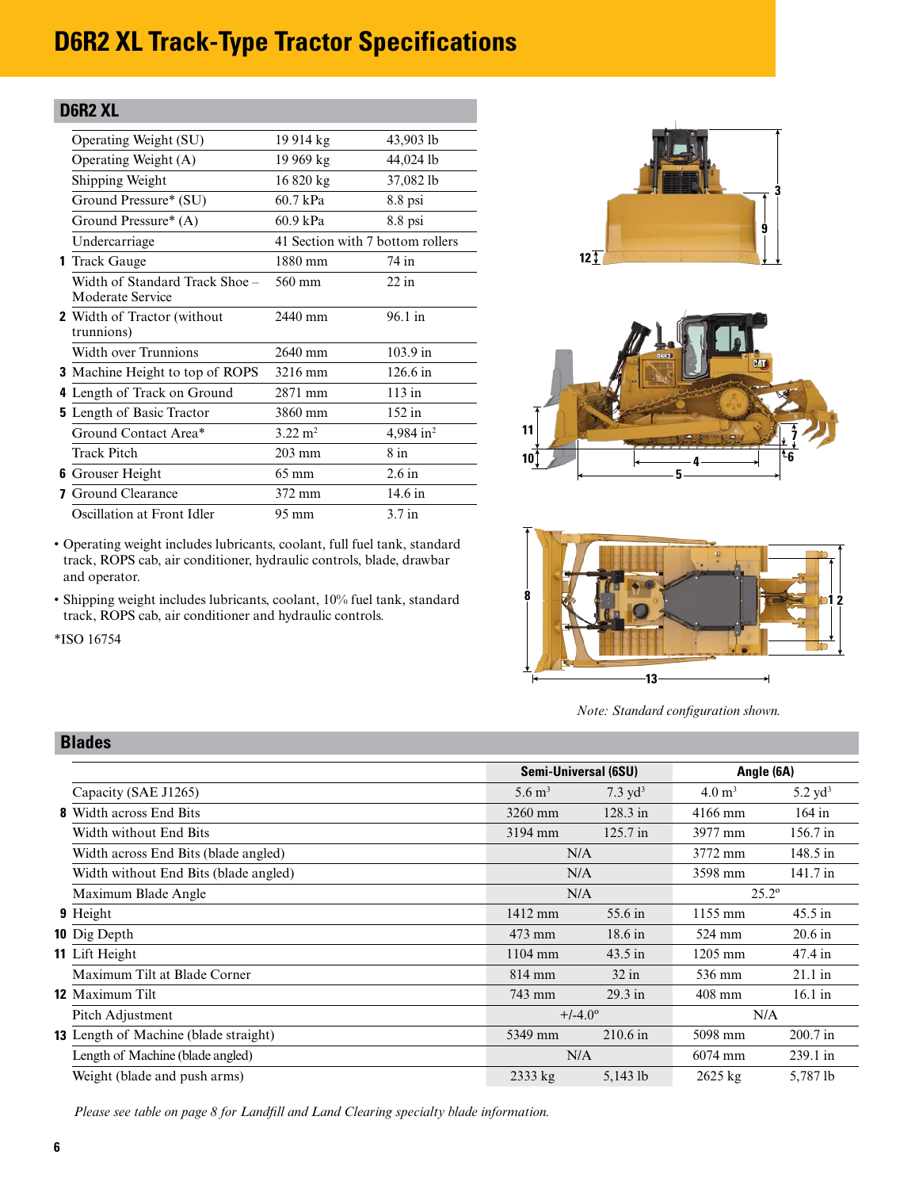# D6R2 XL Track-Type Tractor Specifications

## D6R2 XL

| | | | |
|---|---|---|---|
| | Operating Weight (SU) | 19 914 kg | 43,903 lb |
| | Operating Weight (A) | 19 969 kg | 44,024 lb |
| | Shipping Weight | 16 820 kg | 37,082 lb |
| | Ground Pressure* (SU) | 60.7 kPa | 8.8 psi |
| | Ground Pressure* (A) | 60.9 kPa | 8.8 psi |
| | Undercarriage | 41 Section with 7 bottom rollers | |
| **1** | Track Gauge | 1880 mm | 74 in |
| | Width of Standard Track Shoe – Moderate Service | 560 mm | 22 in |
| **2** | Width of Tractor (without trunnions) | 2440 mm | 96.1 in |
| | Width over Trunnions | 2640 mm | 103.9 in |
| **3** | Machine Height to top of ROPS | 3216 mm | 126.6 in |
| **4** | Length of Track on Ground | 2871 mm | 113 in |
| **5** | Length of Basic Tractor | 3860 mm | 152 in |
| | Ground Contact Area* | 3.22 $m^2$ | 4,984 $in^2$ |
| | Track Pitch | 203 mm | 8 in |
| **6** | Grouser Height | 65 mm | 2.6 in |
| **7** | Ground Clearance | 372 mm | 14.6 in |
| | Oscillation at Front Idler | 95 mm | 3.7 in |

- Operating weight includes lubricants, coolant, full fuel tank, standard track, ROPS cab, air conditioner, hydraulic controls, blade, drawbar and operator.
- Shipping weight includes lubricants, coolant, 10% fuel tank, standard track, ROPS cab, air conditioner and hydraulic controls.

*ISO 16754

*Note: Standard configuration shown.*

## Blades

| | | Semi-Universal (6SU) | | Angle (6A) | |
|---|---|---|---|---|---|
| | Capacity (SAE J1265) | 5.6 $m^3$ | 7.3 $yd^3$ | 4.0 $m^3$ | 5.2 $yd^3$ |
| **8** | Width across End Bits | 3260 mm | 128.3 in | 4166 mm | 164 in |
| | Width without End Bits | 3194 mm | 125.7 in | 3977 mm | 156.7 in |
| | Width across End Bits (blade angled) | N/A | | 3772 mm | 148.5 in |
| | Width without End Bits (blade angled) | N/A | | 3598 mm | 141.7 in |
| | Maximum Blade Angle | N/A | | 25.2º | |
| **9** | Height | 1412 mm | 55.6 in | 1155 mm | 45.5 in |
| **10** | Dig Depth | 473 mm | 18.6 in | 524 mm | 20.6 in |
| **11** | Lift Height | 1104 mm | 43.5 in | 1205 mm | 47.4 in |
| | Maximum Tilt at Blade Corner | 814 mm | 32 in | 536 mm | 21.1 in |
| **12** | Maximum Tilt | 743 mm | 29.3 in | 408 mm | 16.1 in |
| | Pitch Adjustment | +/-4.0º | | N/A | |
| **13** | Length of Machine (blade straight) | 5349 mm | 210.6 in | 5098 mm | 200.7 in |
| | Length of Machine (blade angled) | N/A | | 6074 mm | 239.1 in |
| | Weight (blade and push arms) | 2333 kg | 5,143 lb | 2625 kg | 5,787 lb |

*Please see table on page 8 for Landfill and Land Clearing specialty blade information.*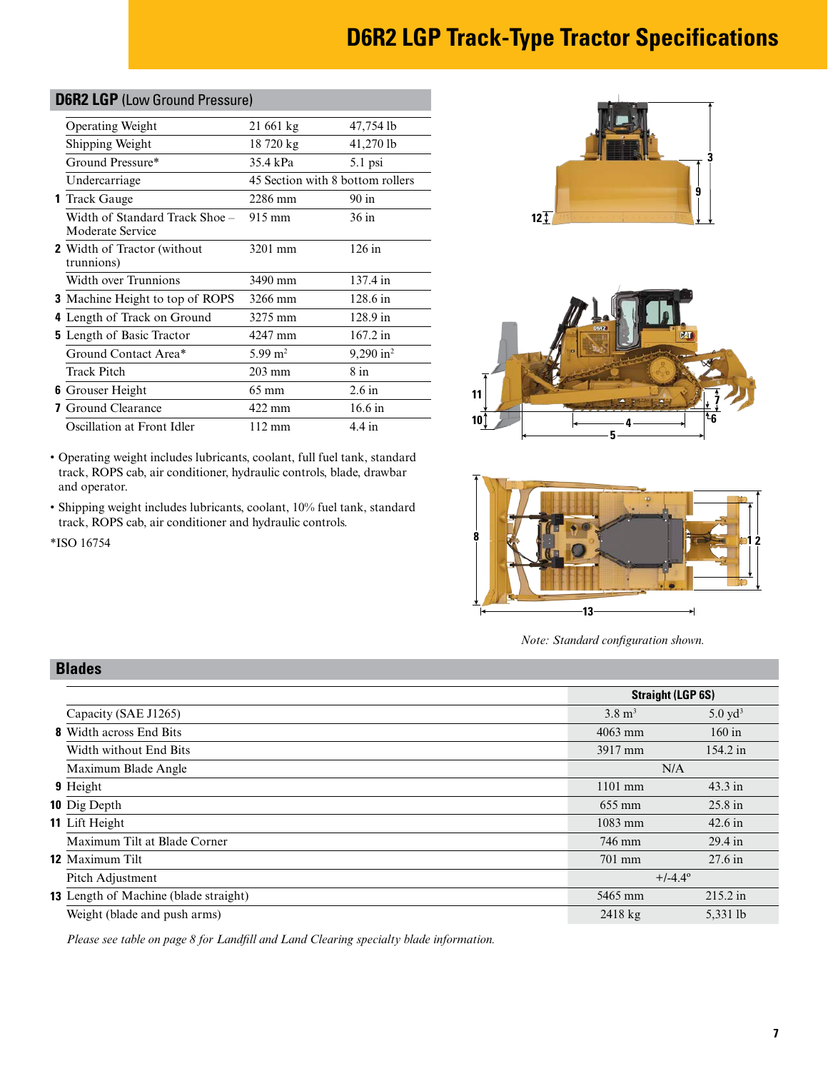# D6R2 LGP Track-Type Tractor Specifications

## D6R2 LGP (Low Ground Pressure)

| | | | |
|---|---|---|---|
| | Operating Weight | 21 661 kg | 47,754 lb |
| | Shipping Weight | 18 720 kg | 41,270 lb |
| | Ground Pressure* | 35.4 kPa | 5.1 psi |
| | Undercarriage | 45 Section with 8 bottom rollers | |
| 1 | Track Gauge | 2286 mm | 90 in |
| | Width of Standard Track Shoe – Moderate Service | 915 mm | 36 in |
| 2 | Width of Tractor (without trunnions) | 3201 mm | 126 in |
| | Width over Trunnions | 3490 mm | 137.4 in |
| 3 | Machine Height to top of ROPS | 3266 mm | 128.6 in |
| 4 | Length of Track on Ground | 3275 mm | 128.9 in |
| 5 | Length of Basic Tractor | 4247 mm | 167.2 in |
| | Ground Contact Area* | 5.99 $m^2$ | 9,290 $in^2$ |
| | Track Pitch | 203 mm | 8 in |
| 6 | Grouser Height | 65 mm | 2.6 in |
| 7 | Ground Clearance | 422 mm | 16.6 in |
| | Oscillation at Front Idler | 112 mm | 4.4 in |

- Operating weight includes lubricants, coolant, full fuel tank, standard track, ROPS cab, air conditioner, hydraulic controls, blade, drawbar and operator.
- Shipping weight includes lubricants, coolant, 10% fuel tank, standard track, ROPS cab, air conditioner and hydraulic controls.

*ISO 16754

*Note: Standard configuration shown.*

## Blades

| | | Straight (LGP 6S) | |
|---|---|---|---|
| | Capacity (SAE J1265) | 3.8 $m^3$ | 5.0 $yd^3$ |
| 8 | Width across End Bits | 4063 mm | 160 in |
| | Width without End Bits | 3917 mm | 154.2 in |
| | Maximum Blade Angle | N/A | |
| 9 | Height | 1101 mm | 43.3 in |
| 10 | Dig Depth | 655 mm | 25.8 in |
| 11 | Lift Height | 1083 mm | 42.6 in |
| | Maximum Tilt at Blade Corner | 746 mm | 29.4 in |
| 12 | Maximum Tilt | 701 mm | 27.6 in |
| | Pitch Adjustment | +/-4.4° | |
| 13 | Length of Machine (blade straight) | 5465 mm | 215.2 in |
| | Weight (blade and push arms) | 2418 kg | 5,331 lb |

*Please see table on page 8 for Landfill and Land Clearing specialty blade information.*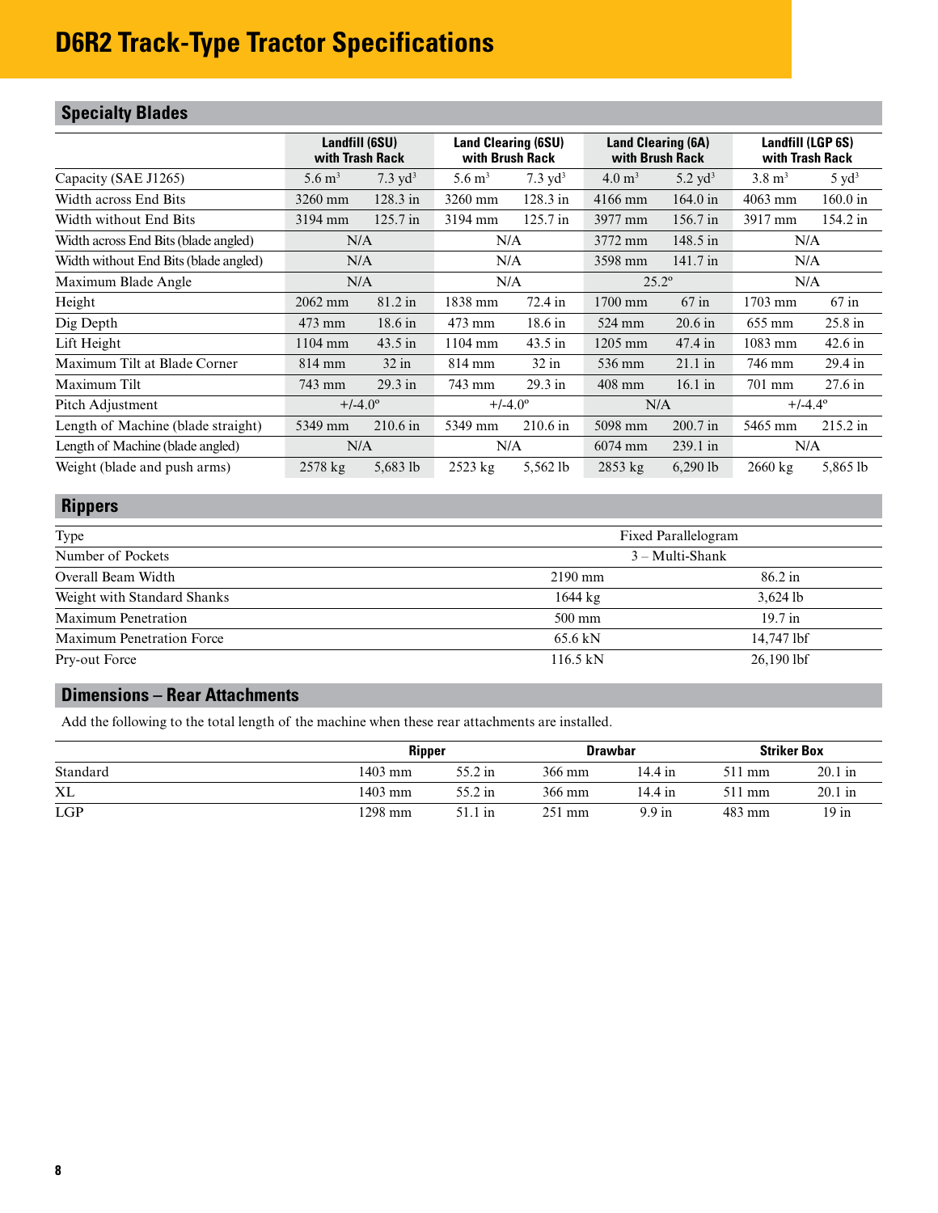# D6R2 Track-Type Tractor Specifications

## Specialty Blades

| | Landfill (6SU) with Trash Rack | | Land Clearing (6SU) with Brush Rack | | Land Clearing (6A) with Brush Rack | | Landfill (LGP 6S) with Trash Rack | |
|---|---|---|---|---|---|---|---|---|
| Capacity (SAE J1265) | 5.6 $m^3$ | 7.3 $yd^3$ | 5.6 $m^3$ | 7.3 $yd^3$ | 4.0 $m^3$ | 5.2 $yd^3$ | 3.8 $m^3$ | 5 $yd^3$ |
| Width across End Bits | 3260 mm | 128.3 in | 3260 mm | 128.3 in | 4166 mm | 164.0 in | 4063 mm | 160.0 in |
| Width without End Bits | 3194 mm | 125.7 in | 3194 mm | 125.7 in | 3977 mm | 156.7 in | 3917 mm | 154.2 in |
| Width across End Bits (blade angled) | N/A | | N/A | | 3772 mm | 148.5 in | N/A | |
| Width without End Bits (blade angled) | N/A | | N/A | | 3598 mm | 141.7 in | N/A | |
| Maximum Blade Angle | N/A | | N/A | | 25.2º | | N/A | |
| Height | 2062 mm | 81.2 in | 1838 mm | 72.4 in | 1700 mm | 67 in | 1703 mm | 67 in |
| Dig Depth | 473 mm | 18.6 in | 473 mm | 18.6 in | 524 mm | 20.6 in | 655 mm | 25.8 in |
| Lift Height | 1104 mm | 43.5 in | 1104 mm | 43.5 in | 1205 mm | 47.4 in | 1083 mm | 42.6 in |
| Maximum Tilt at Blade Corner | 814 mm | 32 in | 814 mm | 32 in | 536 mm | 21.1 in | 746 mm | 29.4 in |
| Maximum Tilt | 743 mm | 29.3 in | 743 mm | 29.3 in | 408 mm | 16.1 in | 701 mm | 27.6 in |
| Pitch Adjustment | +/-4.0º | | +/-4.0º | | N/A | | +/-4.4º | |
| Length of Machine (blade straight) | 5349 mm | 210.6 in | 5349 mm | 210.6 in | 5098 mm | 200.7 in | 5465 mm | 215.2 in |
| Length of Machine (blade angled) | N/A | | N/A | | 6074 mm | 239.1 in | N/A | |
| Weight (blade and push arms) | 2578 kg | 5,683 lb | 2523 kg | 5,562 lb | 2853 kg | 6,290 lb | 2660 kg | 5,865 lb |

## Rippers

| | | |
|---|---|---|
| Type | Fixed Parallelogram | |
| Number of Pockets | 3 – Multi-Shank | |
| Overall Beam Width | 2190 mm | 86.2 in |
| Weight with Standard Shanks | 1644 kg | 3,624 lb |
| Maximum Penetration | 500 mm | 19.7 in |
| Maximum Penetration Force | 65.6 kN | 14,747 lbf |
| Pry-out Force | 116.5 kN | 26,190 lbf |

## Dimensions – Rear Attachments

Add the following to the total length of the machine when these rear attachments are installed.

| | Ripper | | Drawbar | | Striker Box | |
|---|---|---|---|---|---|---|
| Standard | 1403 mm | 55.2 in | 366 mm | 14.4 in | 511 mm | 20.1 in |
| XL | 1403 mm | 55.2 in | 366 mm | 14.4 in | 511 mm | 20.1 in |
| LGP | 1298 mm | 51.1 in | 251 mm | 9.9 in | 483 mm | 19 in |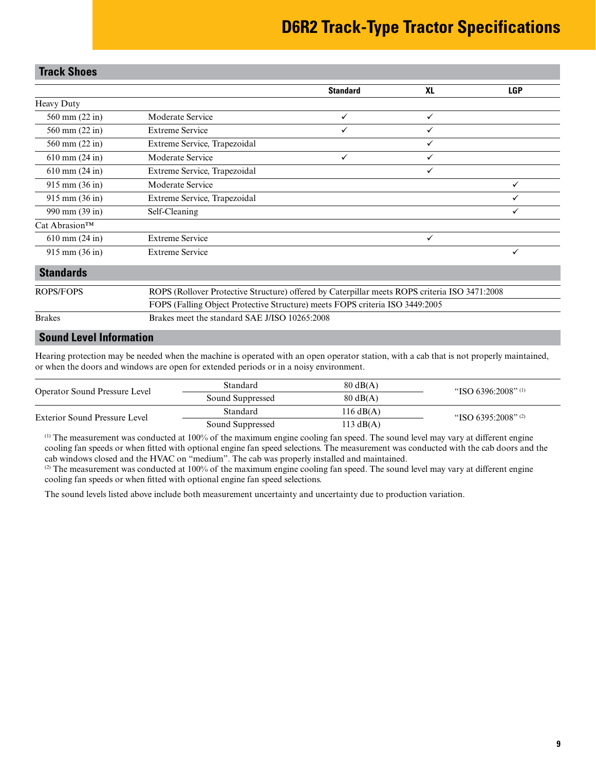# D6R2 Track-Type Tractor Specifications

## Track Shoes

| | | Standard | XL | LGP |
|---|---|---|---|---|
| Heavy Duty | | | | |
| 560 mm (22 in) | Moderate Service | ✓ | ✓ | |
| 560 mm (22 in) | Extreme Service | ✓ | ✓ | |
| 560 mm (22 in) | Extreme Service, Trapezoidal | | ✓ | |
| 610 mm (24 in) | Moderate Service | ✓ | ✓ | |
| 610 mm (24 in) | Extreme Service, Trapezoidal | | ✓ | |
| 915 mm (36 in) | Moderate Service | | | ✓ |
| 915 mm (36 in) | Extreme Service, Trapezoidal | | | ✓ |
| 990 mm (39 in) | Self-Cleaning | | | ✓ |
| Cat Abrasion™ | | | | |
| 610 mm (24 in) | Extreme Service | | ✓ | |
| 915 mm (36 in) | Extreme Service | | | ✓ |

## Standards

| | |
|---|---|
| ROPS/FOPS | ROPS (Rollover Protective Structure) offered by Caterpillar meets ROPS criteria ISO 3471:2008 |
| | FOPS (Falling Object Protective Structure) meets FOPS criteria ISO 3449:2005 |
| Brakes | Brakes meet the standard SAE J/ISO 10265:2008 |

## Sound Level Information

Hearing protection may be needed when the machine is operated with an open operator station, with a cab that is not properly maintained, or when the doors and windows are open for extended periods or in a noisy environment.

| | | | |
|---|---|---|---|
| Operator Sound Pressure Level | Standard | 80 dB(A) | "ISO 6396:2008" [1] |
| | Sound Suppressed | 80 dB(A) | |
| Exterior Sound Pressure Level | Standard | 116 dB(A) | "ISO 6395:2008" [2] |
| | Sound Suppressed | 113 dB(A) | |

[1] The measurement was conducted at 100% of the maximum engine cooling fan speed. The sound level may vary at different engine cooling fan speeds or when fitted with optional engine fan speed selections. The measurement was conducted with the cab doors and the cab windows closed and the HVAC on "medium". The cab was properly installed and maintained.
[2] The measurement was conducted at 100% of the maximum engine cooling fan speed. The sound level may vary at different engine cooling fan speeds or when fitted with optional engine fan speed selections.

The sound levels listed above include both measurement uncertainty and uncertainty due to production variation.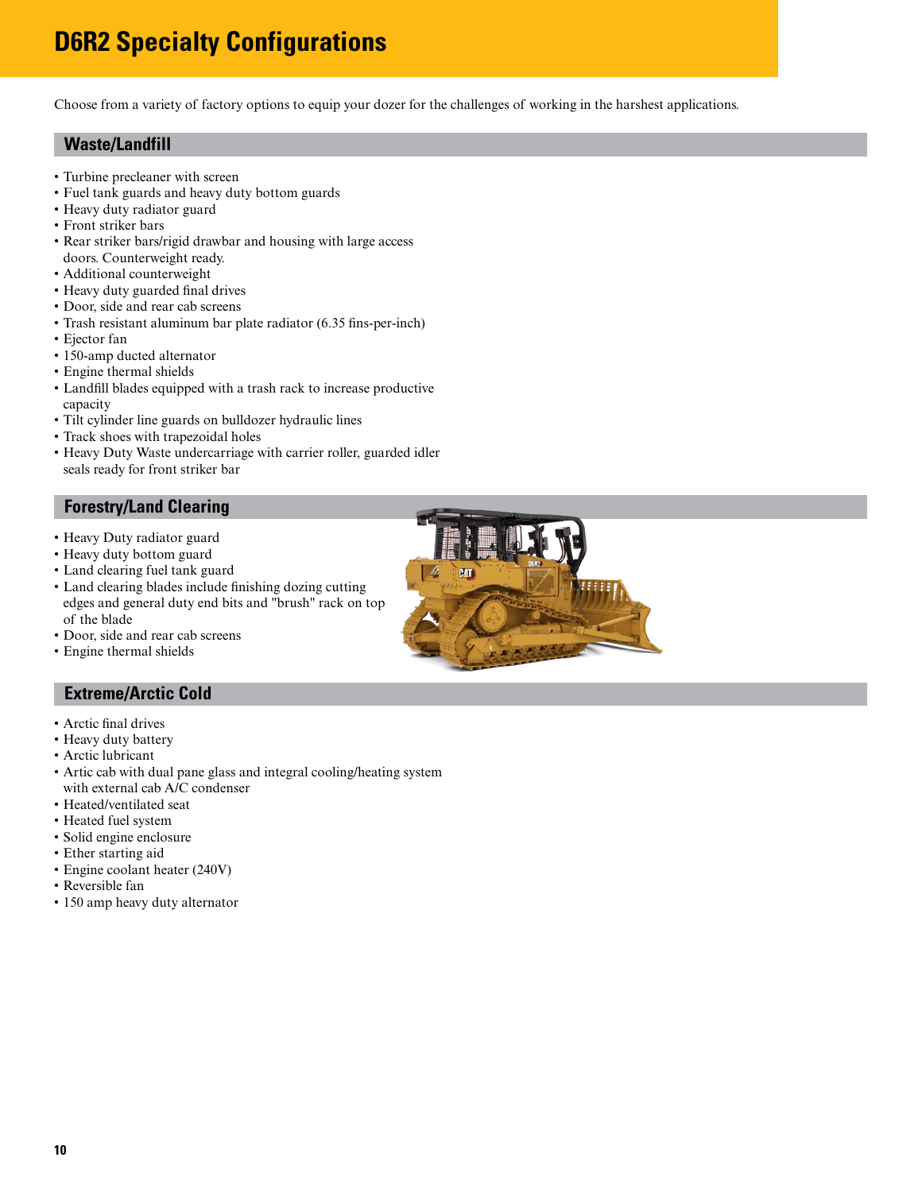# D6R2 Specialty Configurations

Choose from a variety of factory options to equip your dozer for the challenges of working in the harshest applications.

## Waste/Landfill

- Turbine precleaner with screen
- Fuel tank guards and heavy duty bottom guards
- Heavy duty radiator guard
- Front striker bars
- Rear striker bars/rigid drawbar and housing with large access doors. Counterweight ready.
- Additional counterweight
- Heavy duty guarded final drives
- Door, side and rear cab screens
- Trash resistant aluminum bar plate radiator (6.35 fins-per-inch)
- Ejector fan
- 150-amp ducted alternator
- Engine thermal shields
- Landfill blades equipped with a trash rack to increase productive capacity
- Tilt cylinder line guards on bulldozer hydraulic lines
- Track shoes with trapezoidal holes
- Heavy Duty Waste undercarriage with carrier roller, guarded idler seals ready for front striker bar

## Forestry/Land Clearing

- Heavy Duty radiator guard
- Heavy duty bottom guard
- Land clearing fuel tank guard
- Land clearing blades include finishing dozing cutting edges and general duty end bits and "brush" rack on top of the blade
- Door, side and rear cab screens
- Engine thermal shields

## Extreme/Arctic Cold

- Arctic final drives
- Heavy duty battery
- Arctic lubricant
- Artic cab with dual pane glass and integral cooling/heating system with external cab A/C condenser
- Heated/ventilated seat
- Heated fuel system
- Solid engine enclosure
- Ether starting aid
- Engine coolant heater (240V)
- Reversible fan
- 150 amp heavy duty alternator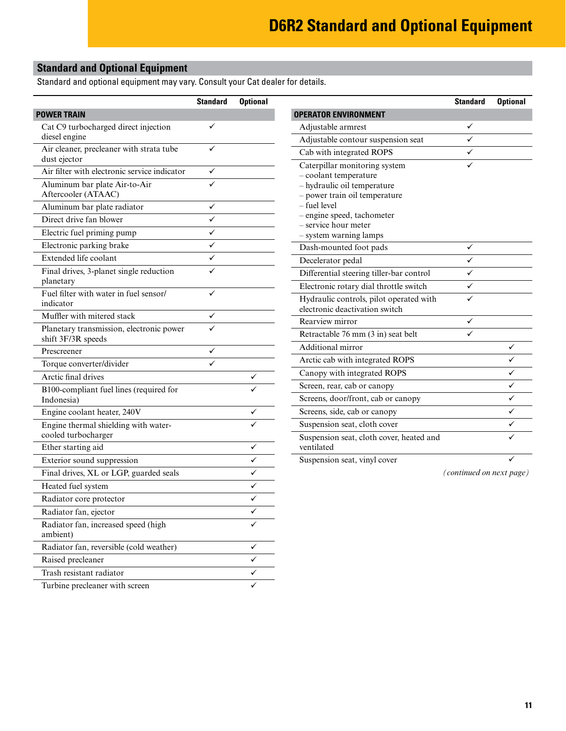# D6R2 Standard and Optional Equipment

## Standard and Optional Equipment

Standard and optional equipment may vary. Consult your Cat dealer for details.

| | Standard | Optional |
|---|---|---|
| **POWER TRAIN** | | |
| Cat C9 turbocharged direct injection diesel engine | ✓ | |
| Air cleaner, precleaner with strata tube dust ejector | ✓ | |
| Air filter with electronic service indicator | ✓ | |
| Aluminum bar plate Air-to-Air Aftercooler (ATAAC) | ✓ | |
| Aluminum bar plate radiator | ✓ | |
| Direct drive fan blower | ✓ | |
| Electric fuel priming pump | ✓ | |
| Electronic parking brake | ✓ | |
| Extended life coolant | ✓ | |
| Final drives, 3-planet single reduction planetary | ✓ | |
| Fuel filter with water in fuel sensor/ indicator | ✓ | |
| Muffler with mitered stack | ✓ | |
| Planetary transmission, electronic power shift 3F/3R speeds | ✓ | |
| Prescreener | ✓ | |
| Torque converter/divider | ✓ | |
| Arctic final drives | | ✓ |
| B100-compliant fuel lines (required for Indonesia) | | ✓ |
| Engine coolant heater, 240V | | ✓ |
| Engine thermal shielding with water-cooled turbocharger | | ✓ |
| Ether starting aid | | ✓ |
| Exterior sound suppression | | ✓ |
| Final drives, XL or LGP, guarded seals | | ✓ |
| Heated fuel system | | ✓ |
| Radiator core protector | | ✓ |
| Radiator fan, ejector | | ✓ |
| Radiator fan, increased speed (high ambient) | | ✓ |
| Radiator fan, reversible (cold weather) | | ✓ |
| Raised precleaner | | ✓ |
| Trash resistant radiator | | ✓ |
| Turbine precleaner with screen | | ✓ |

| | Standard | Optional |
|---|---|---|
| **OPERATOR ENVIRONMENT** | | |
| Adjustable armrest | ✓ | |
| Adjustable contour suspension seat | ✓ | |
| Cab with integrated ROPS | ✓ | |
| Caterpillar monitoring system<br>– coolant temperature<br>– hydraulic oil temperature<br>– power train oil temperature<br>– fuel level<br>– engine speed, tachometer<br>– service hour meter<br>– system warning lamps | ✓ | |
| Dash-mounted foot pads | ✓ | |
| Decelerator pedal | ✓ | |
| Differential steering tiller-bar control | ✓ | |
| Electronic rotary dial throttle switch | ✓ | |
| Hydraulic controls, pilot operated with electronic deactivation switch | ✓ | |
| Rearview mirror | ✓ | |
| Retractable 76 mm (3 in) seat belt | ✓ | |
| Additional mirror | | ✓ |
| Arctic cab with integrated ROPS | | ✓ |
| Canopy with integrated ROPS | | ✓ |
| Screen, rear, cab or canopy | | ✓ |
| Screens, door/front, cab or canopy | | ✓ |
| Screens, side, cab or canopy | | ✓ |
| Suspension seat, cloth cover | | ✓ |
| Suspension seat, cloth cover, heated and ventilated | | ✓ |
| Suspension seat, vinyl cover | | ✓ |

*(continued on next page)*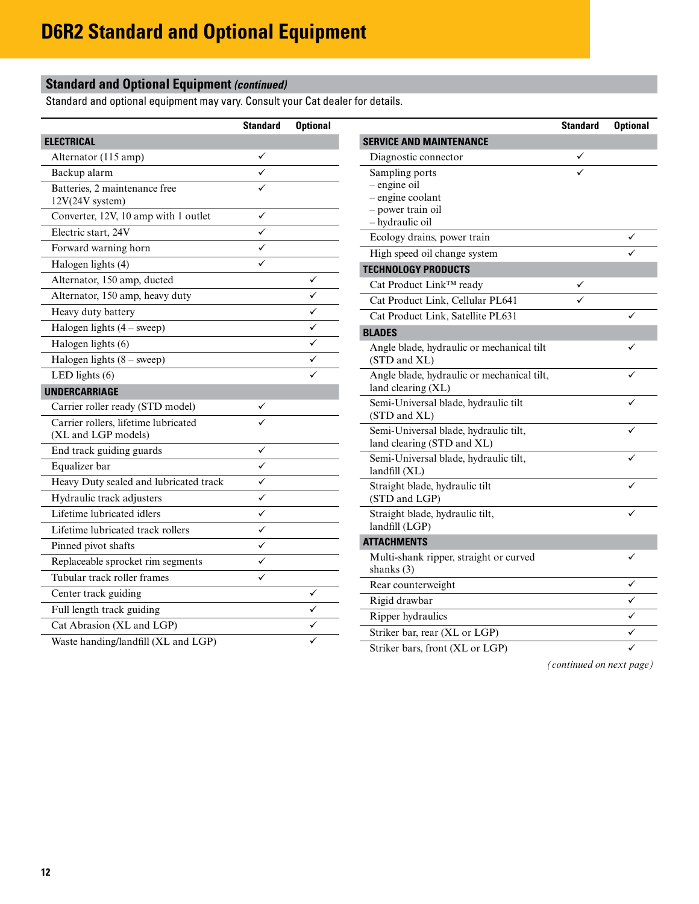# D6R2 Standard and Optional Equipment

## Standard and Optional Equipment *(continued)*

Standard and optional equipment may vary. Consult your Cat dealer for details.

| | Standard | Optional |
|---|---|---|
| **ELECTRICAL** | | |
| Alternator (115 amp) | ✓ | |
| Backup alarm | ✓ | |
| Batteries, 2 maintenance free 12V(24V system) | ✓ | |
| Converter, 12V, 10 amp with 1 outlet | ✓ | |
| Electric start, 24V | ✓ | |
| Forward warning horn | ✓ | |
| Halogen lights (4) | ✓ | |
| Alternator, 150 amp, ducted | | ✓ |
| Alternator, 150 amp, heavy duty | | ✓ |
| Heavy duty battery | | ✓ |
| Halogen lights (4 – sweep) | | ✓ |
| Halogen lights (6) | | ✓ |
| Halogen lights (8 – sweep) | | ✓ |
| LED lights (6) | | ✓ |
| **UNDERCARRIAGE** | | |
| Carrier roller ready (STD model) | ✓ | |
| Carrier rollers, lifetime lubricated (XL and LGP models) | ✓ | |
| End track guiding guards | ✓ | |
| Equalizer bar | ✓ | |
| Heavy Duty sealed and lubricated track | ✓ | |
| Hydraulic track adjusters | ✓ | |
| Lifetime lubricated idlers | ✓ | |
| Lifetime lubricated track rollers | ✓ | |
| Pinned pivot shafts | ✓ | |
| Replaceable sprocket rim segments | ✓ | |
| Tubular track roller frames | ✓ | |
| Center track guiding | | ✓ |
| Full length track guiding | | ✓ |
| Cat Abrasion (XL and LGP) | | ✓ |
| Waste handing/landfill (XL and LGP) | | ✓ |

| | Standard | Optional |
|---|---|---|
| **SERVICE AND MAINTENANCE** | | |
| Diagnostic connector | ✓ | |
| Sampling ports<br>– engine oil<br>– engine coolant<br>– power train oil<br>– hydraulic oil | ✓ | |
| Ecology drains, power train | | ✓ |
| High speed oil change system | | ✓ |
| **TECHNOLOGY PRODUCTS** | | |
| Cat Product Link™ ready | ✓ | |
| Cat Product Link, Cellular PL641 | ✓ | |
| Cat Product Link, Satellite PL631 | | ✓ |
| **BLADES** | | |
| Angle blade, hydraulic or mechanical tilt (STD and XL) | | ✓ |
| Angle blade, hydraulic or mechanical tilt, land clearing (XL) | | ✓ |
| Semi-Universal blade, hydraulic tilt (STD and XL) | | ✓ |
| Semi-Universal blade, hydraulic tilt, land clearing (STD and XL) | | ✓ |
| Semi-Universal blade, hydraulic tilt, landfill (XL) | | ✓ |
| Straight blade, hydraulic tilt (STD and LGP) | | ✓ |
| Straight blade, hydraulic tilt, landfill (LGP) | | ✓ |
| **ATTACHMENTS** | | |
| Multi-shank ripper, straight or curved shanks (3) | | ✓ |
| Rear counterweight | | ✓ |
| Rigid drawbar | | ✓ |
| Ripper hydraulics | | ✓ |
| Striker bar, rear (XL or LGP) | | ✓ |
| Striker bars, front (XL or LGP) | | ✓ |

*(continued on next page)*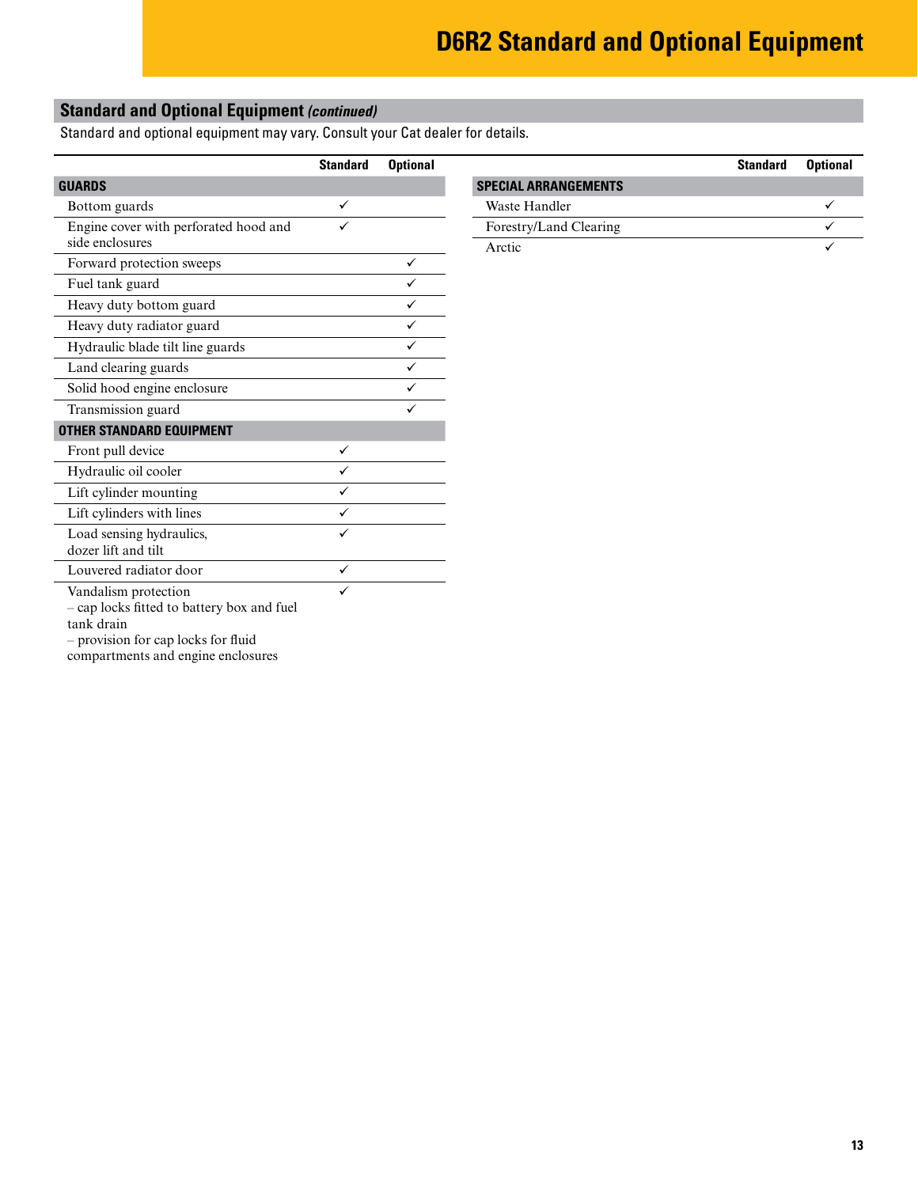# D6R2 Standard and Optional Equipment

## Standard and Optional Equipment *(continued)*

Standard and optional equipment may vary. Consult your Cat dealer for details.

| | Standard | Optional |
|---|---|---|
| **GUARDS** | | |
| Bottom guards | ✓ | |
| Engine cover with perforated hood and side enclosures | ✓ | |
| Forward protection sweeps | | ✓ |
| Fuel tank guard | | ✓ |
| Heavy duty bottom guard | | ✓ |
| Heavy duty radiator guard | | ✓ |
| Hydraulic blade tilt line guards | | ✓ |
| Land clearing guards | | ✓ |
| Solid hood engine enclosure | | ✓ |
| Transmission guard | | ✓ |
| **OTHER STANDARD EQUIPMENT** | | |
| Front pull device | ✓ | |
| Hydraulic oil cooler | ✓ | |
| Lift cylinder mounting | ✓ | |
| Lift cylinders with lines | ✓ | |
| Load sensing hydraulics, dozer lift and tilt | ✓ | |
| Louvered radiator door | ✓ | |
| Vandalism protection<br>– cap locks fitted to battery box and fuel tank drain<br>– provision for cap locks for fluid compartments and engine enclosures | ✓ | |

| | Standard | Optional |
|---|---|---|
| **SPECIAL ARRANGEMENTS** | | |
| Waste Handler | | ✓ |
| Forestry/Land Clearing | | ✓ |
| Arctic | | ✓ |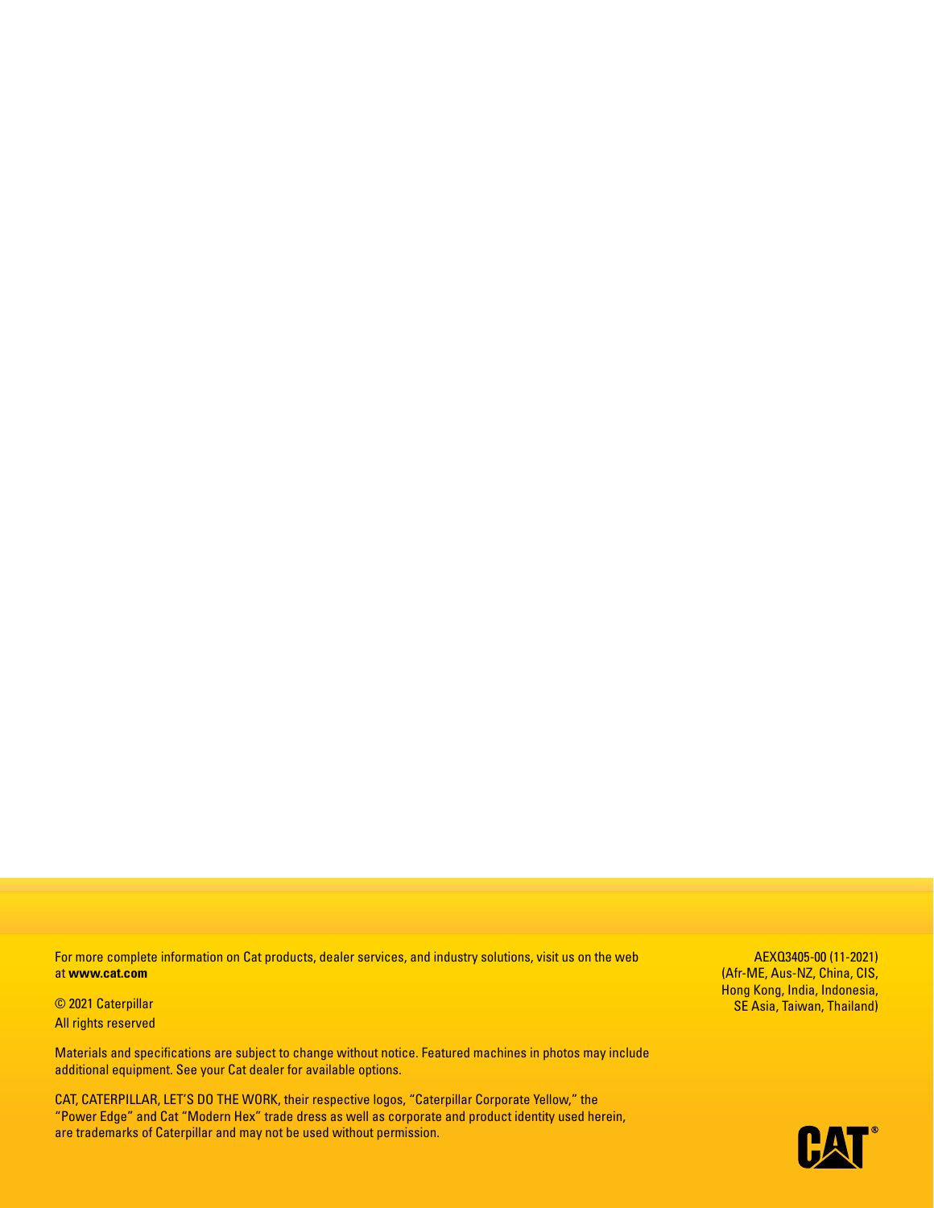For more complete information on Cat products, dealer services, and industry solutions, visit us on the web at **www.cat.com**

© 2021 Caterpillar
All rights reserved

Materials and specifications are subject to change without notice. Featured machines in photos may include additional equipment. See your Cat dealer for available options.

CAT, CATERPILLAR, LET'S DO THE WORK, their respective logos, "Caterpillar Corporate Yellow," the "Power Edge" and Cat "Modern Hex" trade dress as well as corporate and product identity used herein, are trademarks of Caterpillar and may not be used without permission.

AEXQ3405-00 (11-2021)
(Afr-ME, Aus-NZ, China, CIS, Hong Kong, India, Indonesia, SE Asia, Taiwan, Thailand)